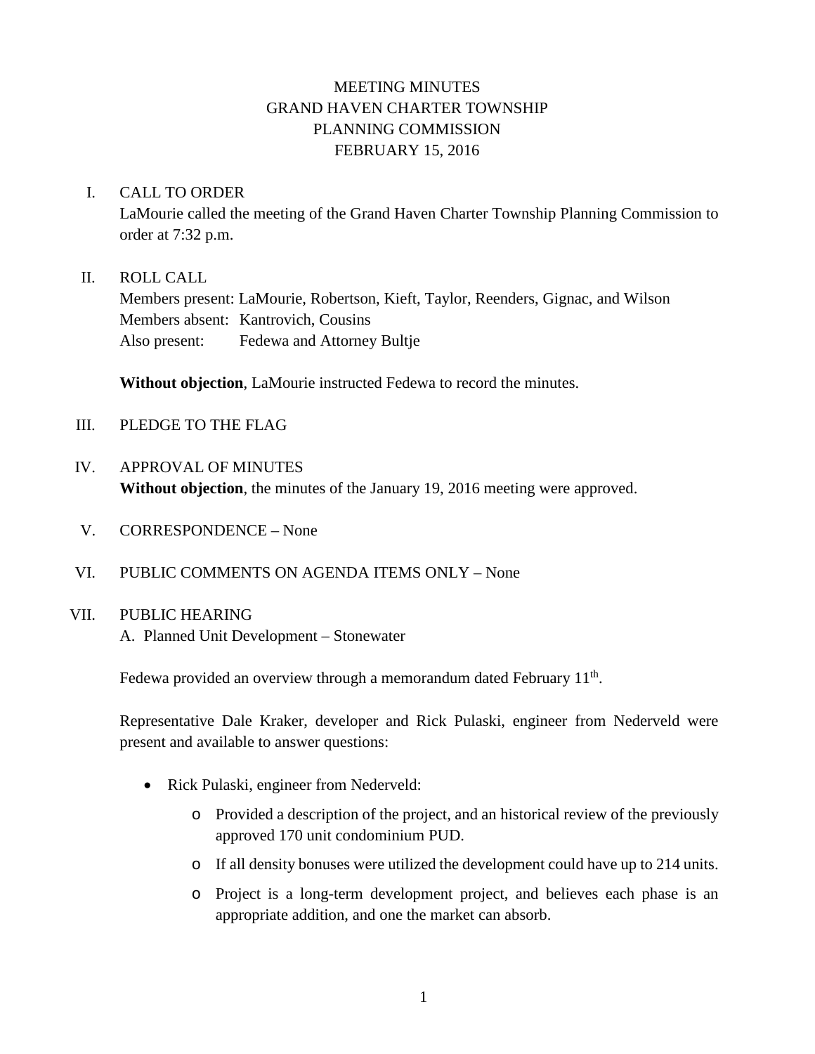# MEETING MINUTES
# GRAND HAVEN CHARTER TOWNSHIP
# PLANNING COMMISSION
# FEBRUARY 15, 2016

I. CALL TO ORDER

LaMourie called the meeting of the Grand Haven Charter Township Planning Commission to order at 7:32 p.m.

II. ROLL CALL

Members present: LaMourie, Robertson, Kieft, Taylor, Reenders, Gignac, and Wilson
Members absent: Kantrovich, Cousins
Also present: Fedewa and Attorney Bultje

**Without objection**, LaMourie instructed Fedewa to record the minutes.

III. PLEDGE TO THE FLAG

IV. APPROVAL OF MINUTES

**Without objection**, the minutes of the January 19, 2016 meeting were approved.

V. CORRESPONDENCE – None

VI. PUBLIC COMMENTS ON AGENDA ITEMS ONLY – None

VII. PUBLIC HEARING

A. Planned Unit Development – Stonewater

Fedewa provided an overview through a memorandum dated February 11th.

Representative Dale Kraker, developer and Rick Pulaski, engineer from Nederveld were present and available to answer questions:

- Rick Pulaski, engineer from Nederveld:
  - Provided a description of the project, and an historical review of the previously approved 170 unit condominium PUD.
  - If all density bonuses were utilized the development could have up to 214 units.
  - Project is a long-term development project, and believes each phase is an appropriate addition, and one the market can absorb.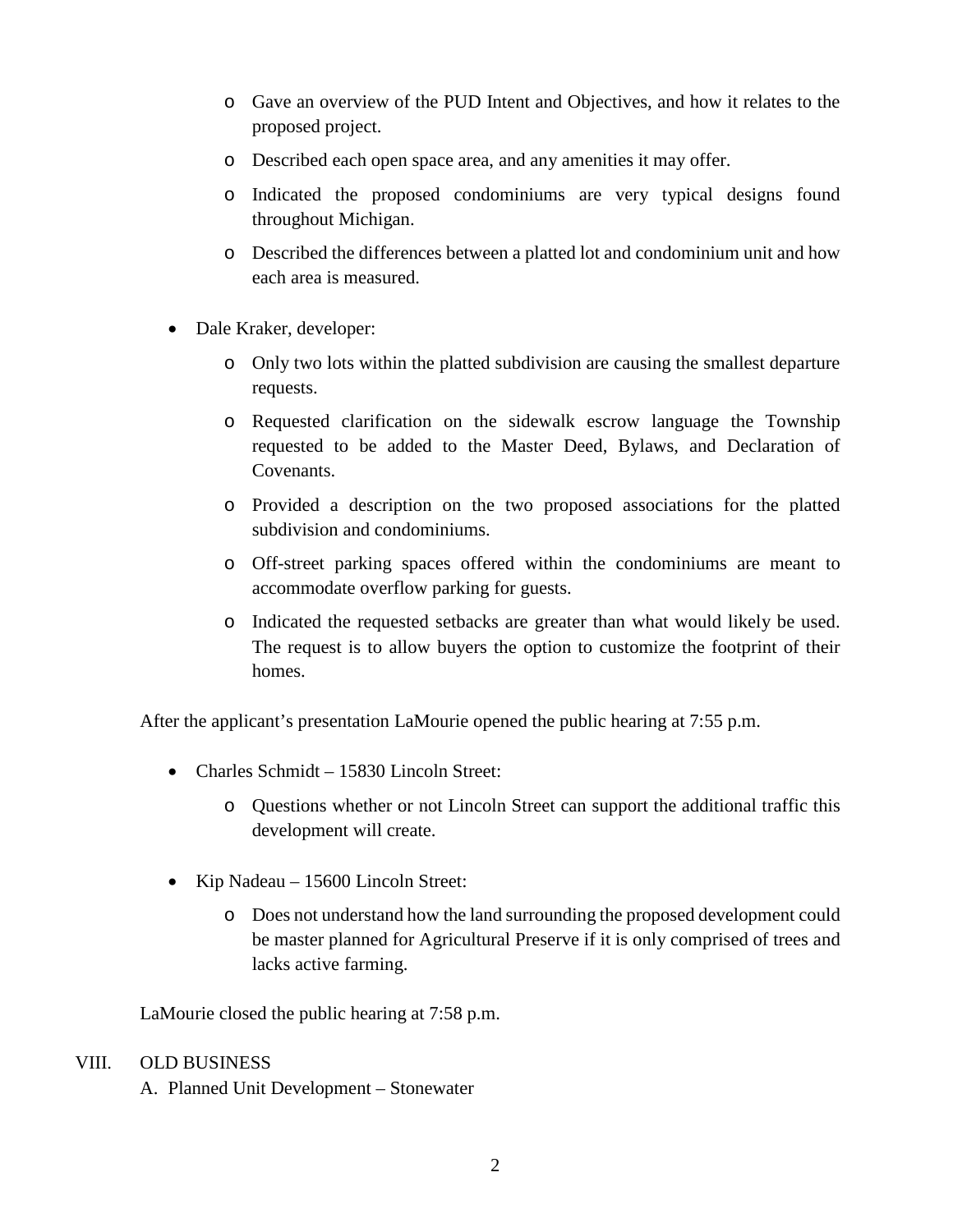- Gave an overview of the PUD Intent and Objectives, and how it relates to the proposed project.
  - Described each open space area, and any amenities it may offer.
  - Indicated the proposed condominiums are very typical designs found throughout Michigan.
  - Described the differences between a platted lot and condominium unit and how each area is measured.

- Dale Kraker, developer:
  - Only two lots within the platted subdivision are causing the smallest departure requests.
  - Requested clarification on the sidewalk escrow language the Township requested to be added to the Master Deed, Bylaws, and Declaration of Covenants.
  - Provided a description on the two proposed associations for the platted subdivision and condominiums.
  - Off-street parking spaces offered within the condominiums are meant to accommodate overflow parking for guests.
  - Indicated the requested setbacks are greater than what would likely be used. The request is to allow buyers the option to customize the footprint of their homes.

After the applicant's presentation LaMourie opened the public hearing at 7:55 p.m.

- Charles Schmidt – 15830 Lincoln Street:
  - Questions whether or not Lincoln Street can support the additional traffic this development will create.

- Kip Nadeau – 15600 Lincoln Street:
  - Does not understand how the land surrounding the proposed development could be master planned for Agricultural Preserve if it is only comprised of trees and lacks active farming.

LaMourie closed the public hearing at 7:58 p.m.

VIII. OLD BUSINESS

A. Planned Unit Development – Stonewater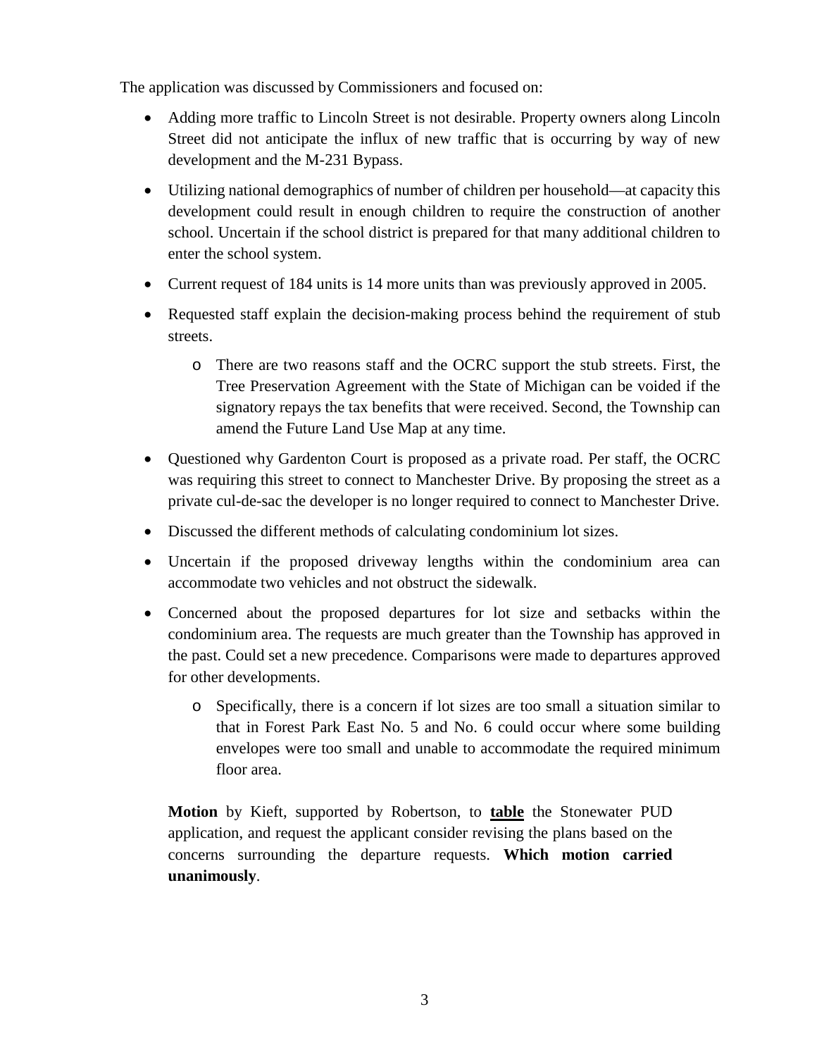The application was discussed by Commissioners and focused on:

- Adding more traffic to Lincoln Street is not desirable. Property owners along Lincoln Street did not anticipate the influx of new traffic that is occurring by way of new development and the M-231 Bypass.
- Utilizing national demographics of number of children per household—at capacity this development could result in enough children to require the construction of another school. Uncertain if the school district is prepared for that many additional children to enter the school system.
- Current request of 184 units is 14 more units than was previously approved in 2005.
- Requested staff explain the decision-making process behind the requirement of stub streets.
  - There are two reasons staff and the OCRC support the stub streets. First, the Tree Preservation Agreement with the State of Michigan can be voided if the signatory repays the tax benefits that were received. Second, the Township can amend the Future Land Use Map at any time.
- Questioned why Gardenton Court is proposed as a private road. Per staff, the OCRC was requiring this street to connect to Manchester Drive. By proposing the street as a private cul-de-sac the developer is no longer required to connect to Manchester Drive.
- Discussed the different methods of calculating condominium lot sizes.
- Uncertain if the proposed driveway lengths within the condominium area can accommodate two vehicles and not obstruct the sidewalk.
- Concerned about the proposed departures for lot size and setbacks within the condominium area. The requests are much greater than the Township has approved in the past. Could set a new precedence. Comparisons were made to departures approved for other developments.
  - Specifically, there is a concern if lot sizes are too small a situation similar to that in Forest Park East No. 5 and No. 6 could occur where some building envelopes were too small and unable to accommodate the required minimum floor area.

**Motion** by Kieft, supported by Robertson, to **table** the Stonewater PUD application, and request the applicant consider revising the plans based on the concerns surrounding the departure requests. **Which motion carried unanimously**.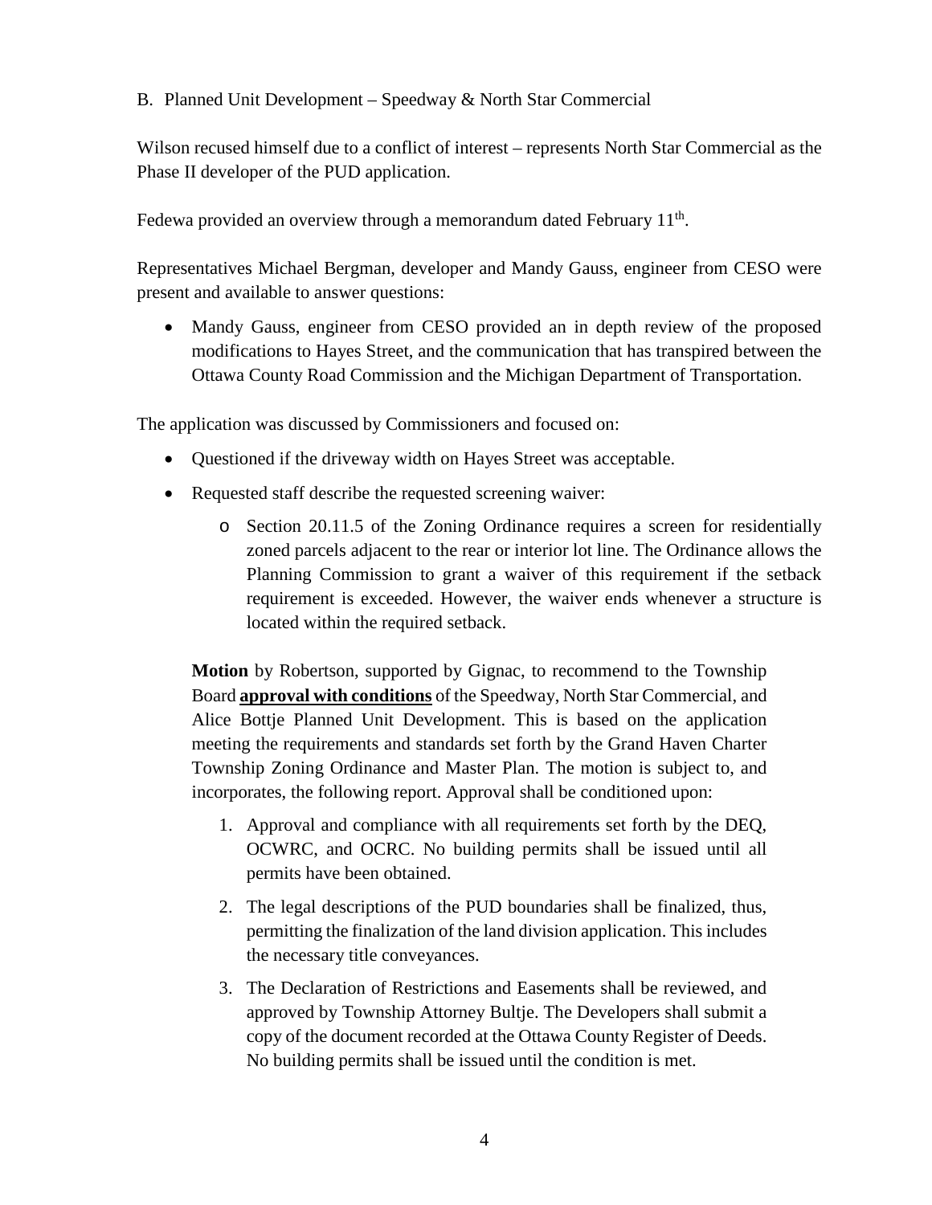B. Planned Unit Development – Speedway & North Star Commercial

Wilson recused himself due to a conflict of interest – represents North Star Commercial as the Phase II developer of the PUD application.

Fedewa provided an overview through a memorandum dated February 11th.

Representatives Michael Bergman, developer and Mandy Gauss, engineer from CESO were present and available to answer questions:

- Mandy Gauss, engineer from CESO provided an in depth review of the proposed modifications to Hayes Street, and the communication that has transpired between the Ottawa County Road Commission and the Michigan Department of Transportation.

The application was discussed by Commissioners and focused on:

- Questioned if the driveway width on Hayes Street was acceptable.
- Requested staff describe the requested screening waiver:
  - Section 20.11.5 of the Zoning Ordinance requires a screen for residentially zoned parcels adjacent to the rear or interior lot line. The Ordinance allows the Planning Commission to grant a waiver of this requirement if the setback requirement is exceeded. However, the waiver ends whenever a structure is located within the required setback.

**Motion** by Robertson, supported by Gignac, to recommend to the Township Board **approval with conditions** of the Speedway, North Star Commercial, and Alice Bottje Planned Unit Development. This is based on the application meeting the requirements and standards set forth by the Grand Haven Charter Township Zoning Ordinance and Master Plan. The motion is subject to, and incorporates, the following report. Approval shall be conditioned upon:

1. Approval and compliance with all requirements set forth by the DEQ, OCWRC, and OCRC. No building permits shall be issued until all permits have been obtained.
2. The legal descriptions of the PUD boundaries shall be finalized, thus, permitting the finalization of the land division application. This includes the necessary title conveyances.
3. The Declaration of Restrictions and Easements shall be reviewed, and approved by Township Attorney Bultje. The Developers shall submit a copy of the document recorded at the Ottawa County Register of Deeds. No building permits shall be issued until the condition is met.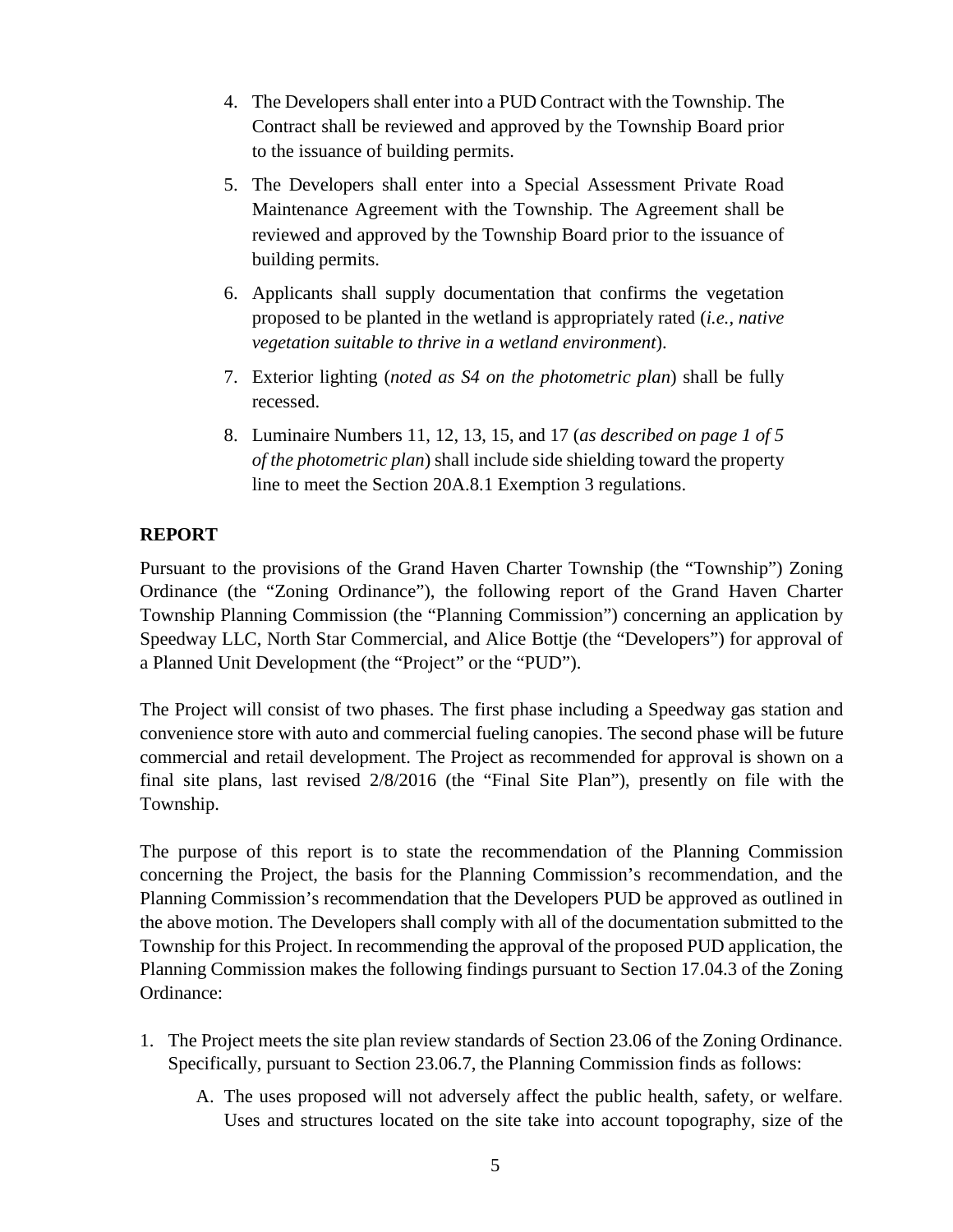4. The Developers shall enter into a PUD Contract with the Township. The Contract shall be reviewed and approved by the Township Board prior to the issuance of building permits.

5. The Developers shall enter into a Special Assessment Private Road Maintenance Agreement with the Township. The Agreement shall be reviewed and approved by the Township Board prior to the issuance of building permits.

6. Applicants shall supply documentation that confirms the vegetation proposed to be planted in the wetland is appropriately rated (*i.e., native vegetation suitable to thrive in a wetland environment*).

7. Exterior lighting (*noted as S4 on the photometric plan*) shall be fully recessed.

8. Luminaire Numbers 11, 12, 13, 15, and 17 (*as described on page 1 of 5 of the photometric plan*) shall include side shielding toward the property line to meet the Section 20A.8.1 Exemption 3 regulations.

**REPORT**

Pursuant to the provisions of the Grand Haven Charter Township (the "Township") Zoning Ordinance (the "Zoning Ordinance"), the following report of the Grand Haven Charter Township Planning Commission (the "Planning Commission") concerning an application by Speedway LLC, North Star Commercial, and Alice Bottje (the "Developers") for approval of a Planned Unit Development (the "Project" or the "PUD").

The Project will consist of two phases. The first phase including a Speedway gas station and convenience store with auto and commercial fueling canopies. The second phase will be future commercial and retail development. The Project as recommended for approval is shown on a final site plans, last revised 2/8/2016 (the "Final Site Plan"), presently on file with the Township.

The purpose of this report is to state the recommendation of the Planning Commission concerning the Project, the basis for the Planning Commission's recommendation, and the Planning Commission's recommendation that the Developers PUD be approved as outlined in the above motion. The Developers shall comply with all of the documentation submitted to the Township for this Project. In recommending the approval of the proposed PUD application, the Planning Commission makes the following findings pursuant to Section 17.04.3 of the Zoning Ordinance:

1. The Project meets the site plan review standards of Section 23.06 of the Zoning Ordinance. Specifically, pursuant to Section 23.06.7, the Planning Commission finds as follows:

   A. The uses proposed will not adversely affect the public health, safety, or welfare. Uses and structures located on the site take into account topography, size of the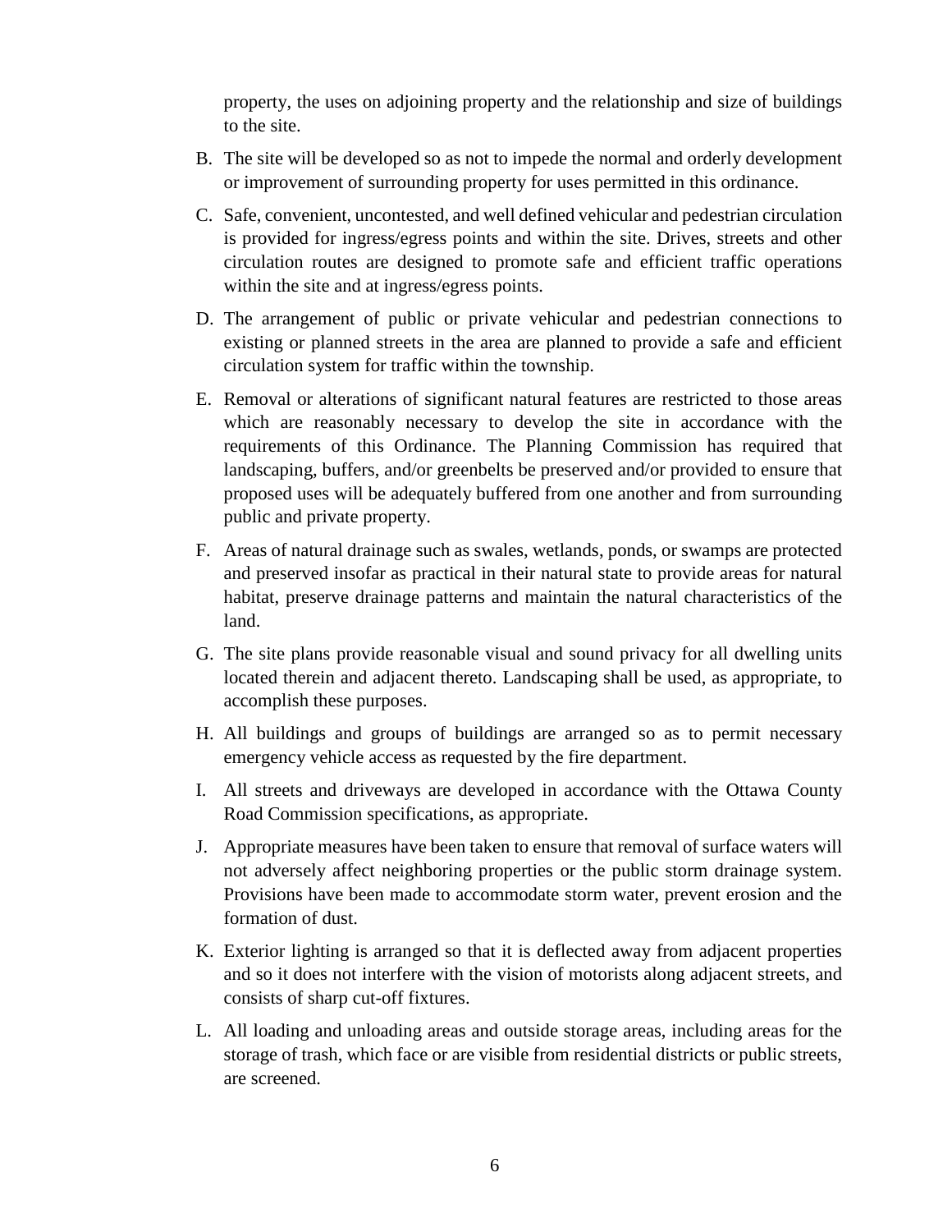property, the uses on adjoining property and the relationship and size of buildings to the site.

B. The site will be developed so as not to impede the normal and orderly development or improvement of surrounding property for uses permitted in this ordinance.

C. Safe, convenient, uncontested, and well defined vehicular and pedestrian circulation is provided for ingress/egress points and within the site. Drives, streets and other circulation routes are designed to promote safe and efficient traffic operations within the site and at ingress/egress points.

D. The arrangement of public or private vehicular and pedestrian connections to existing or planned streets in the area are planned to provide a safe and efficient circulation system for traffic within the township.

E. Removal or alterations of significant natural features are restricted to those areas which are reasonably necessary to develop the site in accordance with the requirements of this Ordinance. The Planning Commission has required that landscaping, buffers, and/or greenbelts be preserved and/or provided to ensure that proposed uses will be adequately buffered from one another and from surrounding public and private property.

F. Areas of natural drainage such as swales, wetlands, ponds, or swamps are protected and preserved insofar as practical in their natural state to provide areas for natural habitat, preserve drainage patterns and maintain the natural characteristics of the land.

G. The site plans provide reasonable visual and sound privacy for all dwelling units located therein and adjacent thereto. Landscaping shall be used, as appropriate, to accomplish these purposes.

H. All buildings and groups of buildings are arranged so as to permit necessary emergency vehicle access as requested by the fire department.

I. All streets and driveways are developed in accordance with the Ottawa County Road Commission specifications, as appropriate.

J. Appropriate measures have been taken to ensure that removal of surface waters will not adversely affect neighboring properties or the public storm drainage system. Provisions have been made to accommodate storm water, prevent erosion and the formation of dust.

K. Exterior lighting is arranged so that it is deflected away from adjacent properties and so it does not interfere with the vision of motorists along adjacent streets, and consists of sharp cut-off fixtures.

L. All loading and unloading areas and outside storage areas, including areas for the storage of trash, which face or are visible from residential districts or public streets, are screened.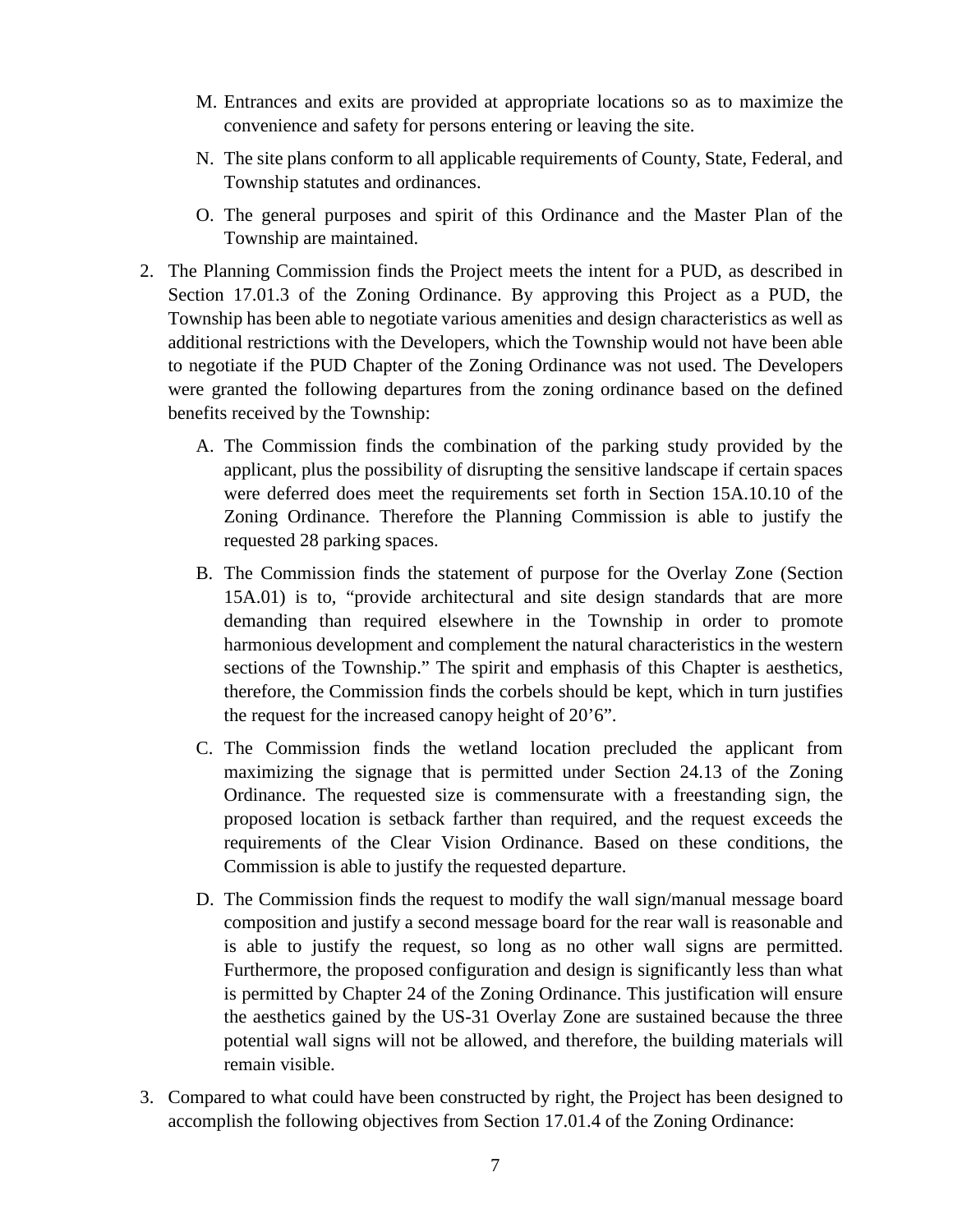M. Entrances and exits are provided at appropriate locations so as to maximize the convenience and safety for persons entering or leaving the site.

N. The site plans conform to all applicable requirements of County, State, Federal, and Township statutes and ordinances.

O. The general purposes and spirit of this Ordinance and the Master Plan of the Township are maintained.

2. The Planning Commission finds the Project meets the intent for a PUD, as described in Section 17.01.3 of the Zoning Ordinance. By approving this Project as a PUD, the Township has been able to negotiate various amenities and design characteristics as well as additional restrictions with the Developers, which the Township would not have been able to negotiate if the PUD Chapter of the Zoning Ordinance was not used. The Developers were granted the following departures from the zoning ordinance based on the defined benefits received by the Township:

   A. The Commission finds the combination of the parking study provided by the applicant, plus the possibility of disrupting the sensitive landscape if certain spaces were deferred does meet the requirements set forth in Section 15A.10.10 of the Zoning Ordinance. Therefore the Planning Commission is able to justify the requested 28 parking spaces.

   B. The Commission finds the statement of purpose for the Overlay Zone (Section 15A.01) is to, "provide architectural and site design standards that are more demanding than required elsewhere in the Township in order to promote harmonious development and complement the natural characteristics in the western sections of the Township." The spirit and emphasis of this Chapter is aesthetics, therefore, the Commission finds the corbels should be kept, which in turn justifies the request for the increased canopy height of 20'6".

   C. The Commission finds the wetland location precluded the applicant from maximizing the signage that is permitted under Section 24.13 of the Zoning Ordinance. The requested size is commensurate with a freestanding sign, the proposed location is setback farther than required, and the request exceeds the requirements of the Clear Vision Ordinance. Based on these conditions, the Commission is able to justify the requested departure.

   D. The Commission finds the request to modify the wall sign/manual message board composition and justify a second message board for the rear wall is reasonable and is able to justify the request, so long as no other wall signs are permitted. Furthermore, the proposed configuration and design is significantly less than what is permitted by Chapter 24 of the Zoning Ordinance. This justification will ensure the aesthetics gained by the US-31 Overlay Zone are sustained because the three potential wall signs will not be allowed, and therefore, the building materials will remain visible.

3. Compared to what could have been constructed by right, the Project has been designed to accomplish the following objectives from Section 17.01.4 of the Zoning Ordinance: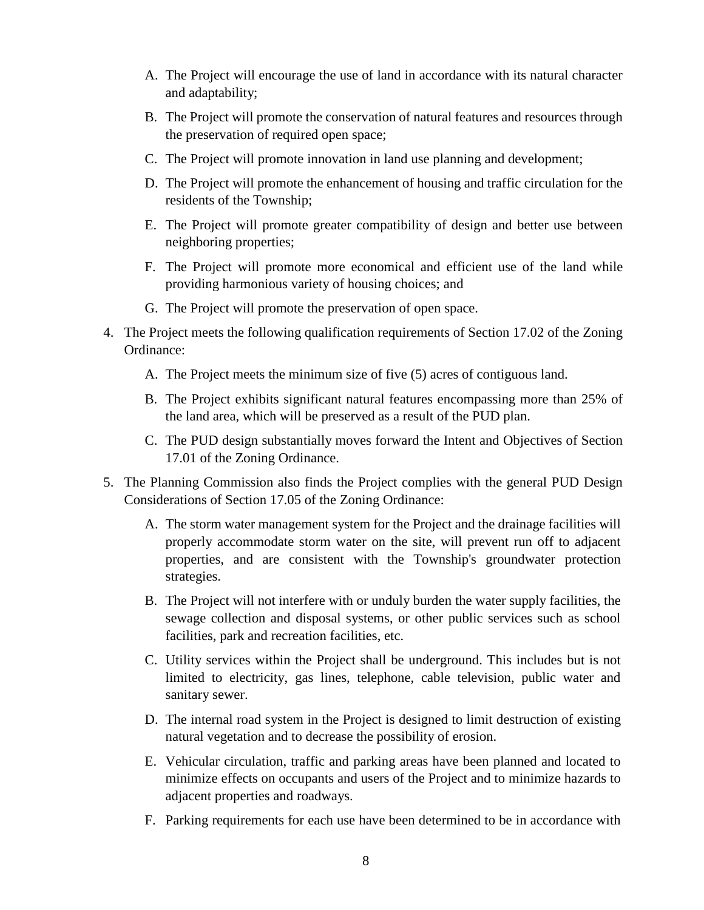A. The Project will encourage the use of land in accordance with its natural character and adaptability;

   B. The Project will promote the conservation of natural features and resources through the preservation of required open space;

   C. The Project will promote innovation in land use planning and development;

   D. The Project will promote the enhancement of housing and traffic circulation for the residents of the Township;

   E. The Project will promote greater compatibility of design and better use between neighboring properties;

   F. The Project will promote more economical and efficient use of the land while providing harmonious variety of housing choices; and

   G. The Project will promote the preservation of open space.

4. The Project meets the following qualification requirements of Section 17.02 of the Zoning Ordinance:

   A. The Project meets the minimum size of five (5) acres of contiguous land.

   B. The Project exhibits significant natural features encompassing more than 25% of the land area, which will be preserved as a result of the PUD plan.

   C. The PUD design substantially moves forward the Intent and Objectives of Section 17.01 of the Zoning Ordinance.

5. The Planning Commission also finds the Project complies with the general PUD Design Considerations of Section 17.05 of the Zoning Ordinance:

   A. The storm water management system for the Project and the drainage facilities will properly accommodate storm water on the site, will prevent run off to adjacent properties, and are consistent with the Township's groundwater protection strategies.

   B. The Project will not interfere with or unduly burden the water supply facilities, the sewage collection and disposal systems, or other public services such as school facilities, park and recreation facilities, etc.

   C. Utility services within the Project shall be underground. This includes but is not limited to electricity, gas lines, telephone, cable television, public water and sanitary sewer.

   D. The internal road system in the Project is designed to limit destruction of existing natural vegetation and to decrease the possibility of erosion.

   E. Vehicular circulation, traffic and parking areas have been planned and located to minimize effects on occupants and users of the Project and to minimize hazards to adjacent properties and roadways.

   F. Parking requirements for each use have been determined to be in accordance with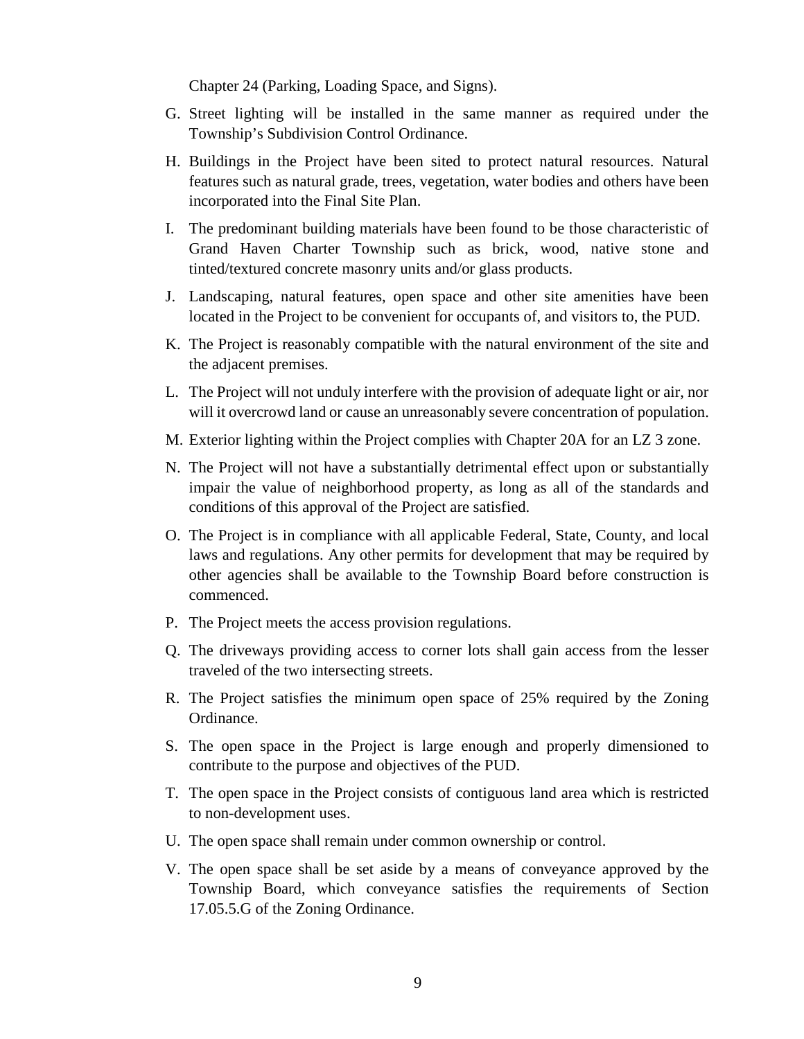Chapter 24 (Parking, Loading Space, and Signs).

G. Street lighting will be installed in the same manner as required under the Township's Subdivision Control Ordinance.

H. Buildings in the Project have been sited to protect natural resources. Natural features such as natural grade, trees, vegetation, water bodies and others have been incorporated into the Final Site Plan.

I. The predominant building materials have been found to be those characteristic of Grand Haven Charter Township such as brick, wood, native stone and tinted/textured concrete masonry units and/or glass products.

J. Landscaping, natural features, open space and other site amenities have been located in the Project to be convenient for occupants of, and visitors to, the PUD.

K. The Project is reasonably compatible with the natural environment of the site and the adjacent premises.

L. The Project will not unduly interfere with the provision of adequate light or air, nor will it overcrowd land or cause an unreasonably severe concentration of population.

M. Exterior lighting within the Project complies with Chapter 20A for an LZ 3 zone.

N. The Project will not have a substantially detrimental effect upon or substantially impair the value of neighborhood property, as long as all of the standards and conditions of this approval of the Project are satisfied.

O. The Project is in compliance with all applicable Federal, State, County, and local laws and regulations. Any other permits for development that may be required by other agencies shall be available to the Township Board before construction is commenced.

P. The Project meets the access provision regulations.

Q. The driveways providing access to corner lots shall gain access from the lesser traveled of the two intersecting streets.

R. The Project satisfies the minimum open space of 25% required by the Zoning Ordinance.

S. The open space in the Project is large enough and properly dimensioned to contribute to the purpose and objectives of the PUD.

T. The open space in the Project consists of contiguous land area which is restricted to non-development uses.

U. The open space shall remain under common ownership or control.

V. The open space shall be set aside by a means of conveyance approved by the Township Board, which conveyance satisfies the requirements of Section 17.05.5.G of the Zoning Ordinance.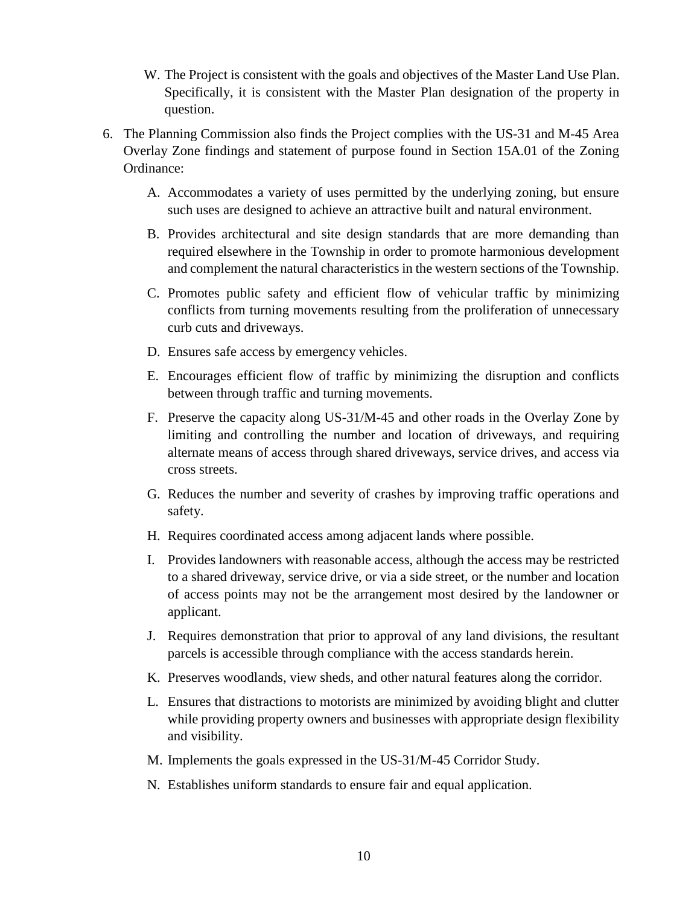W. The Project is consistent with the goals and objectives of the Master Land Use Plan. Specifically, it is consistent with the Master Plan designation of the property in question.

6. The Planning Commission also finds the Project complies with the US-31 and M-45 Area Overlay Zone findings and statement of purpose found in Section 15A.01 of the Zoning Ordinance:

   A. Accommodates a variety of uses permitted by the underlying zoning, but ensure such uses are designed to achieve an attractive built and natural environment.

   B. Provides architectural and site design standards that are more demanding than required elsewhere in the Township in order to promote harmonious development and complement the natural characteristics in the western sections of the Township.

   C. Promotes public safety and efficient flow of vehicular traffic by minimizing conflicts from turning movements resulting from the proliferation of unnecessary curb cuts and driveways.

   D. Ensures safe access by emergency vehicles.

   E. Encourages efficient flow of traffic by minimizing the disruption and conflicts between through traffic and turning movements.

   F. Preserve the capacity along US-31/M-45 and other roads in the Overlay Zone by limiting and controlling the number and location of driveways, and requiring alternate means of access through shared driveways, service drives, and access via cross streets.

   G. Reduces the number and severity of crashes by improving traffic operations and safety.

   H. Requires coordinated access among adjacent lands where possible.

   I. Provides landowners with reasonable access, although the access may be restricted to a shared driveway, service drive, or via a side street, or the number and location of access points may not be the arrangement most desired by the landowner or applicant.

   J. Requires demonstration that prior to approval of any land divisions, the resultant parcels is accessible through compliance with the access standards herein.

   K. Preserves woodlands, view sheds, and other natural features along the corridor.

   L. Ensures that distractions to motorists are minimized by avoiding blight and clutter while providing property owners and businesses with appropriate design flexibility and visibility.

   M. Implements the goals expressed in the US-31/M-45 Corridor Study.

   N. Establishes uniform standards to ensure fair and equal application.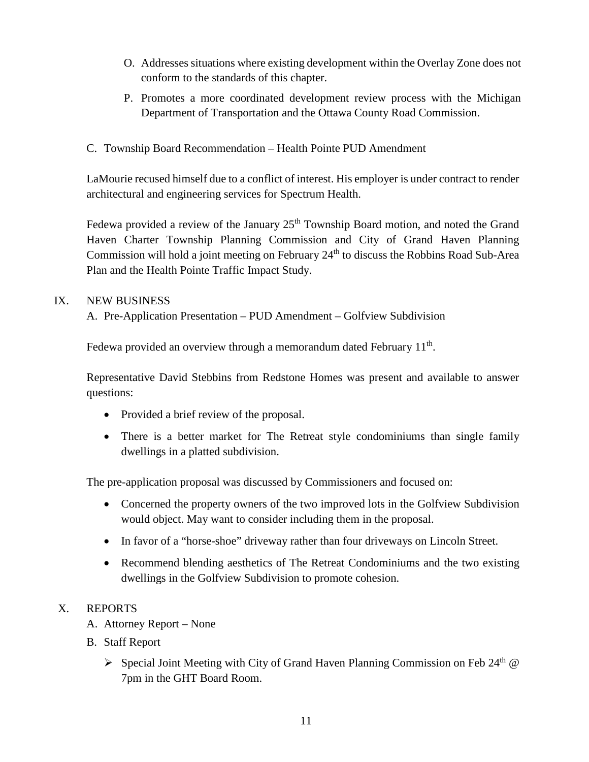O. Addresses situations where existing development within the Overlay Zone does not conform to the standards of this chapter.

P. Promotes a more coordinated development review process with the Michigan Department of Transportation and the Ottawa County Road Commission.

C. Township Board Recommendation – Health Pointe PUD Amendment

LaMourie recused himself due to a conflict of interest. His employer is under contract to render architectural and engineering services for Spectrum Health.

Fedewa provided a review of the January 25th Township Board motion, and noted the Grand Haven Charter Township Planning Commission and City of Grand Haven Planning Commission will hold a joint meeting on February 24th to discuss the Robbins Road Sub-Area Plan and the Health Pointe Traffic Impact Study.

IX. NEW BUSINESS

A. Pre-Application Presentation – PUD Amendment – Golfview Subdivision

Fedewa provided an overview through a memorandum dated February 11th.

Representative David Stebbins from Redstone Homes was present and available to answer questions:

- Provided a brief review of the proposal.
- There is a better market for The Retreat style condominiums than single family dwellings in a platted subdivision.

The pre-application proposal was discussed by Commissioners and focused on:

- Concerned the property owners of the two improved lots in the Golfview Subdivision would object. May want to consider including them in the proposal.
- In favor of a "horse-shoe" driveway rather than four driveways on Lincoln Street.
- Recommend blending aesthetics of The Retreat Condominiums and the two existing dwellings in the Golfview Subdivision to promote cohesion.

X. REPORTS

A. Attorney Report – None

B. Staff Report

- Special Joint Meeting with City of Grand Haven Planning Commission on Feb 24th @ 7pm in the GHT Board Room.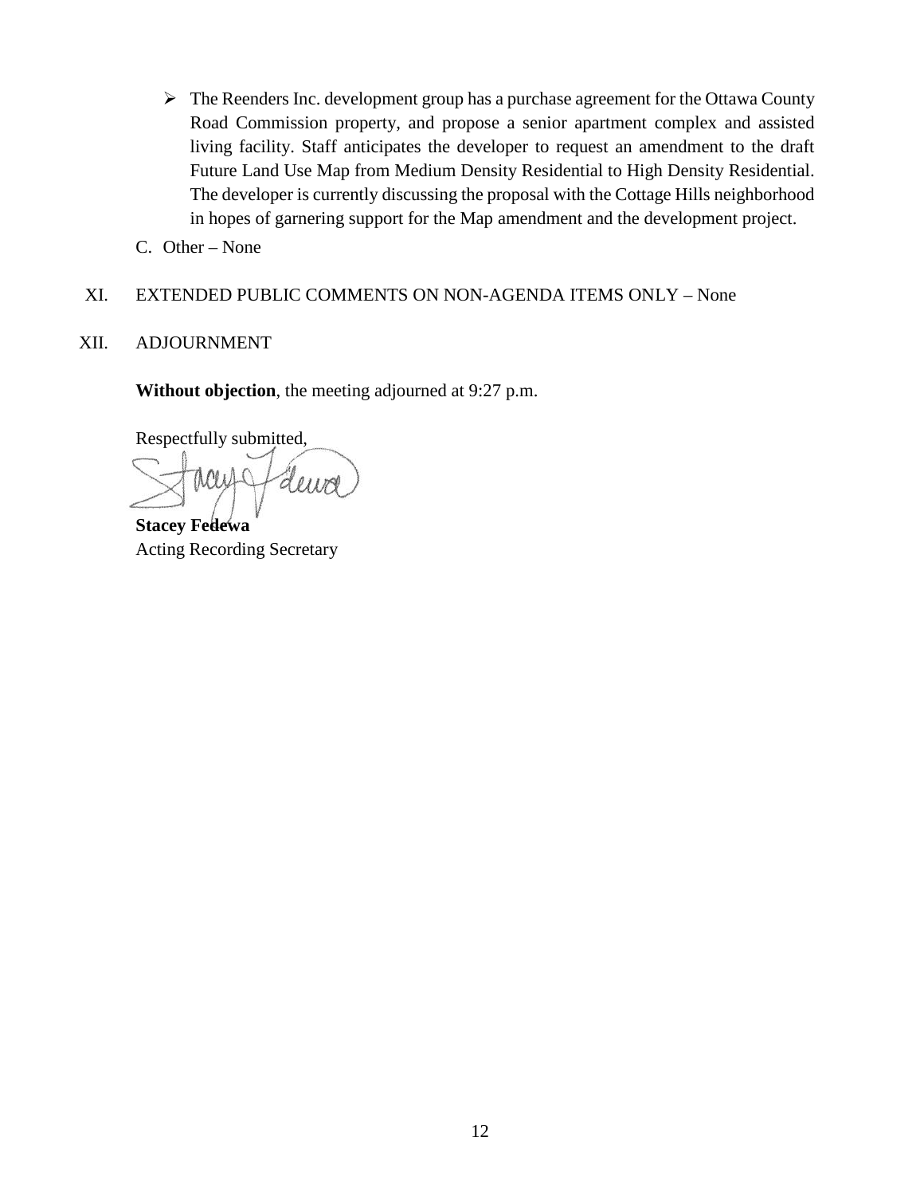- The Reenders Inc. development group has a purchase agreement for the Ottawa County Road Commission property, and propose a senior apartment complex and assisted living facility. Staff anticipates the developer to request an amendment to the draft Future Land Use Map from Medium Density Residential to High Density Residential. The developer is currently discussing the proposal with the Cottage Hills neighborhood in hopes of garnering support for the Map amendment and the development project.

C. Other – None

XI. EXTENDED PUBLIC COMMENTS ON NON-AGENDA ITEMS ONLY – None

XII. ADJOURNMENT

**Without objection**, the meeting adjourned at 9:27 p.m.

Respectfully submitted,

**Stacey Fedewa**
Acting Recording Secretary